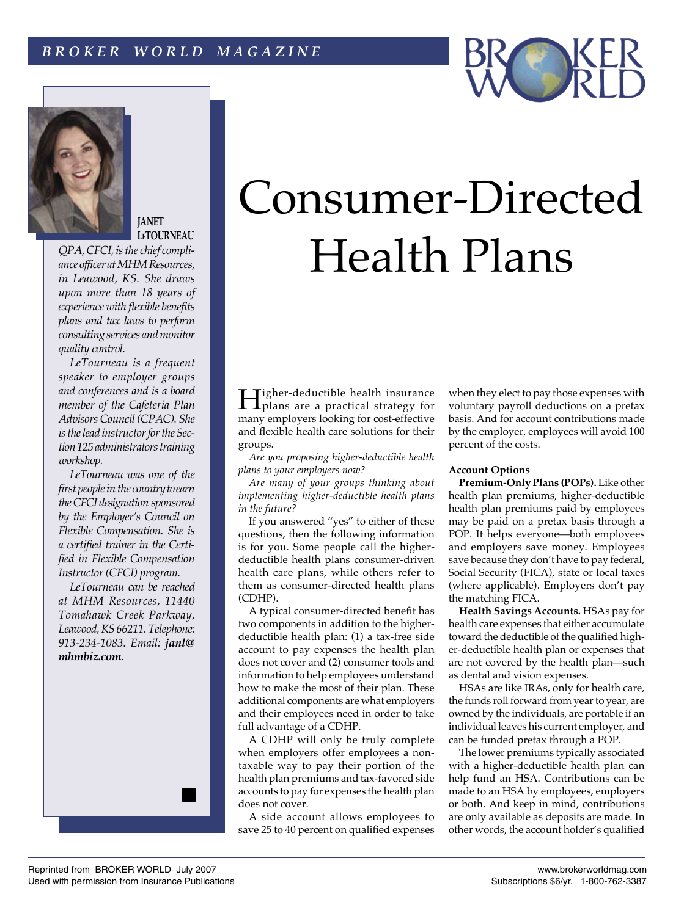# Consumer-Directed Health Plans

**JANET LeTOURNEAU**

*QPA, CFCI, is the chief compliance officer at MHM Resources, in Leawood, KS. She draws upon more than 18 years of experience with flexible benefits plans and tax laws to perform consulting services and monitor quality control.*

*LeTourneau is a frequent speaker to employer groups and conferences and is a board member of the Cafeteria Plan Advisors Council (CPAC). She is the lead instructor for the Section 125 administrators training workshop.*

*LeTourneau was one of the first people in the country to earn the CFCI designation sponsored by the Employer's Council on Flexible Compensation. She is a certified trainer in the Certified in Flexible Compensation Instructor (CFCI) program.*

*LeTourneau can be reached at MHM Resources, 11440 Tomahawk Creek Parkway, Leawood, KS 66211. Telephone: 913-234-1083. Email: **janl@mhmbiz.com**.*

Higher-deductible health insurance plans are a practical strategy for many employers looking for cost-effective and flexible health care solutions for their groups.

*Are you proposing higher-deductible health plans to your employers now?*

*Are many of your groups thinking about implementing higher-deductible health plans in the future?*

If you answered "yes" to either of these questions, then the following information is for you. Some people call the higher-deductible health plans consumer-driven health care plans, while others refer to them as consumer-directed health plans (CDHP).

A typical consumer-directed benefit has two components in addition to the higher-deductible health plan: (1) a tax-free side account to pay expenses the health plan does not cover and (2) consumer tools and information to help employees understand how to make the most of their plan. These additional components are what employers and their employees need in order to take full advantage of a CDHP.

A CDHP will only be truly complete when employers offer employees a non-taxable way to pay their portion of the health plan premiums and tax-favored side accounts to pay for expenses the health plan does not cover.

A side account allows employees to save 25 to 40 percent on qualified expenses when they elect to pay those expenses with voluntary payroll deductions on a pretax basis. And for account contributions made by the employer, employees will avoid 100 percent of the costs.

**Account Options**

**Premium-Only Plans (POPs).** Like other health plan premiums, higher-deductible health plan premiums paid by employees may be paid on a pretax basis through a POP. It helps everyone—both employees and employers save money. Employees save because they don't have to pay federal, Social Security (FICA), state or local taxes (where applicable). Employers don't pay the matching FICA.

**Health Savings Accounts.** HSAs pay for health care expenses that either accumulate toward the deductible of the qualified higher-deductible health plan or expenses that are not covered by the health plan—such as dental and vision expenses.

HSAs are like IRAs, only for health care, the funds roll forward from year to year, are owned by the individuals, are portable if an individual leaves his current employer, and can be funded pretax through a POP.

The lower premiums typically associated with a higher-deductible health plan can help fund an HSA. Contributions can be made to an HSA by employees, employers or both. And keep in mind, contributions are only available as deposits are made. In other words, the account holder's qualified

Reprinted from BROKER WORLD July 2007
Used with permission from Insurance Publications

www.brokerworldmag.com
Subscriptions $6/yr. 1-800-762-3387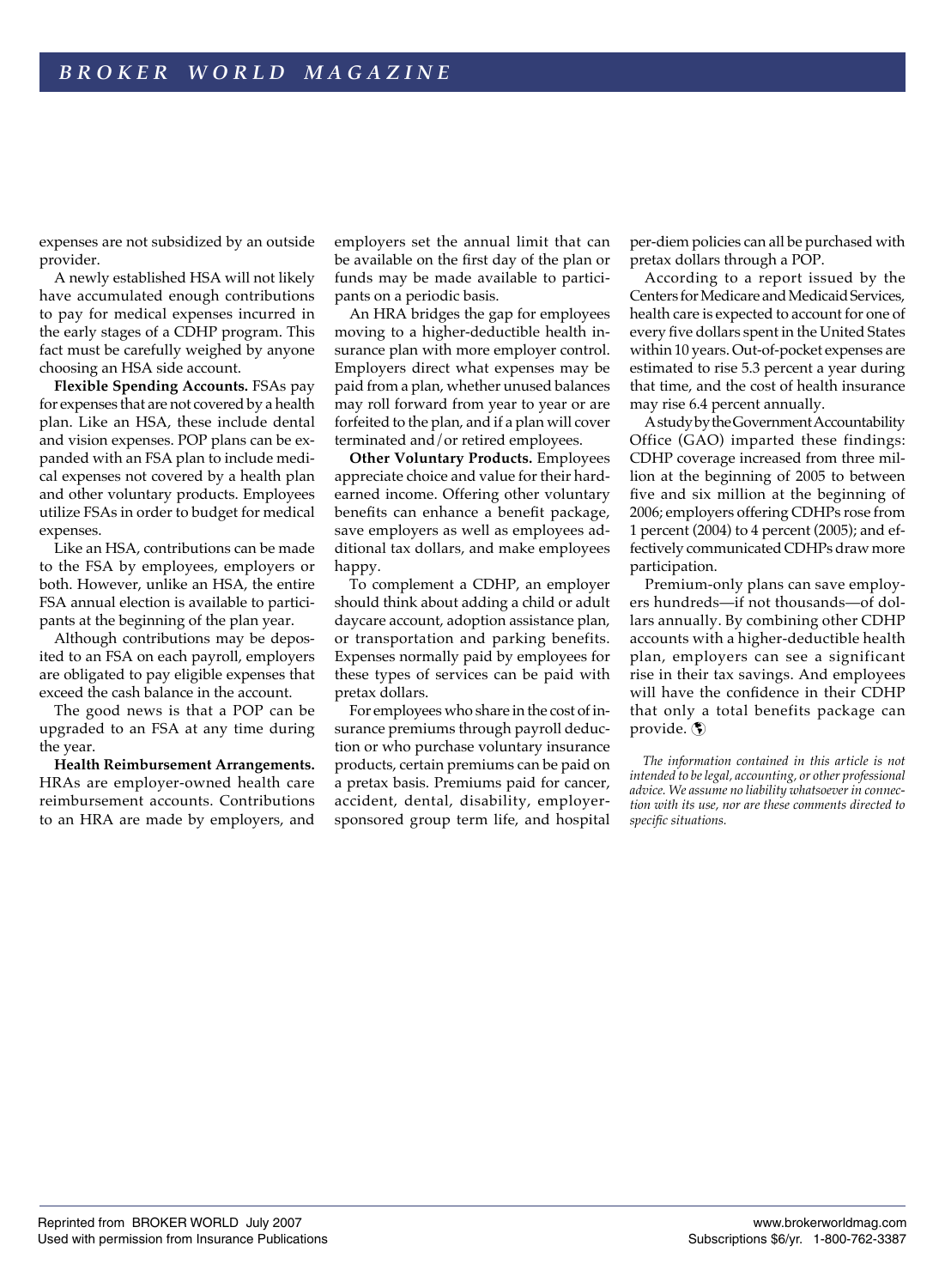expenses are not subsidized by an outside provider.

A newly established HSA will not likely have accumulated enough contributions to pay for medical expenses incurred in the early stages of a CDHP program. This fact must be carefully weighed by anyone choosing an HSA side account.

**Flexible Spending Accounts.** FSAs pay for expenses that are not covered by a health plan. Like an HSA, these include dental and vision expenses. POP plans can be expanded with an FSA plan to include medical expenses not covered by a health plan and other voluntary products. Employees utilize FSAs in order to budget for medical expenses.

Like an HSA, contributions can be made to the FSA by employees, employers or both. However, unlike an HSA, the entire FSA annual election is available to participants at the beginning of the plan year.

Although contributions may be deposited to an FSA on each payroll, employers are obligated to pay eligible expenses that exceed the cash balance in the account.

The good news is that a POP can be upgraded to an FSA at any time during the year.

**Health Reimbursement Arrangements.** HRAs are employer-owned health care reimbursement accounts. Contributions to an HRA are made by employers, and employers set the annual limit that can be available on the first day of the plan or funds may be made available to participants on a periodic basis.

An HRA bridges the gap for employees moving to a higher-deductible health insurance plan with more employer control. Employers direct what expenses may be paid from a plan, whether unused balances may roll forward from year to year or are forfeited to the plan, and if a plan will cover terminated and/or retired employees.

**Other Voluntary Products.** Employees appreciate choice and value for their hard-earned income. Offering other voluntary benefits can enhance a benefit package, save employers as well as employees additional tax dollars, and make employees happy.

To complement a CDHP, an employer should think about adding a child or adult daycare account, adoption assistance plan, or transportation and parking benefits. Expenses normally paid by employees for these types of services can be paid with pretax dollars.

For employees who share in the cost of insurance premiums through payroll deduction or who purchase voluntary insurance products, certain premiums can be paid on a pretax basis. Premiums paid for cancer, accident, dental, disability, employer-sponsored group term life, and hospital per-diem policies can all be purchased with pretax dollars through a POP.

According to a report issued by the Centers for Medicare and Medicaid Services, health care is expected to account for one of every five dollars spent in the United States within 10 years. Out-of-pocket expenses are estimated to rise 5.3 percent a year during that time, and the cost of health insurance may rise 6.4 percent annually.

A study by the Government Accountability Office (GAO) imparted these findings: CDHP coverage increased from three million at the beginning of 2005 to between five and six million at the beginning of 2006; employers offering CDHPs rose from 1 percent (2004) to 4 percent (2005); and effectively communicated CDHPs draw more participation.

Premium-only plans can save employers hundreds—if not thousands—of dollars annually. By combining other CDHP accounts with a higher-deductible health plan, employers can see a significant rise in their tax savings. And employees will have the confidence in their CDHP that only a total benefits package can provide.

*The information contained in this article is not intended to be legal, accounting, or other professional advice. We assume no liability whatsoever in connection with its use, nor are these comments directed to specific situations.*

Reprinted from BROKER WORLD July 2007
Used with permission from Insurance Publications

www.brokerworldmag.com
Subscriptions $6/yr. 1-800-762-3387